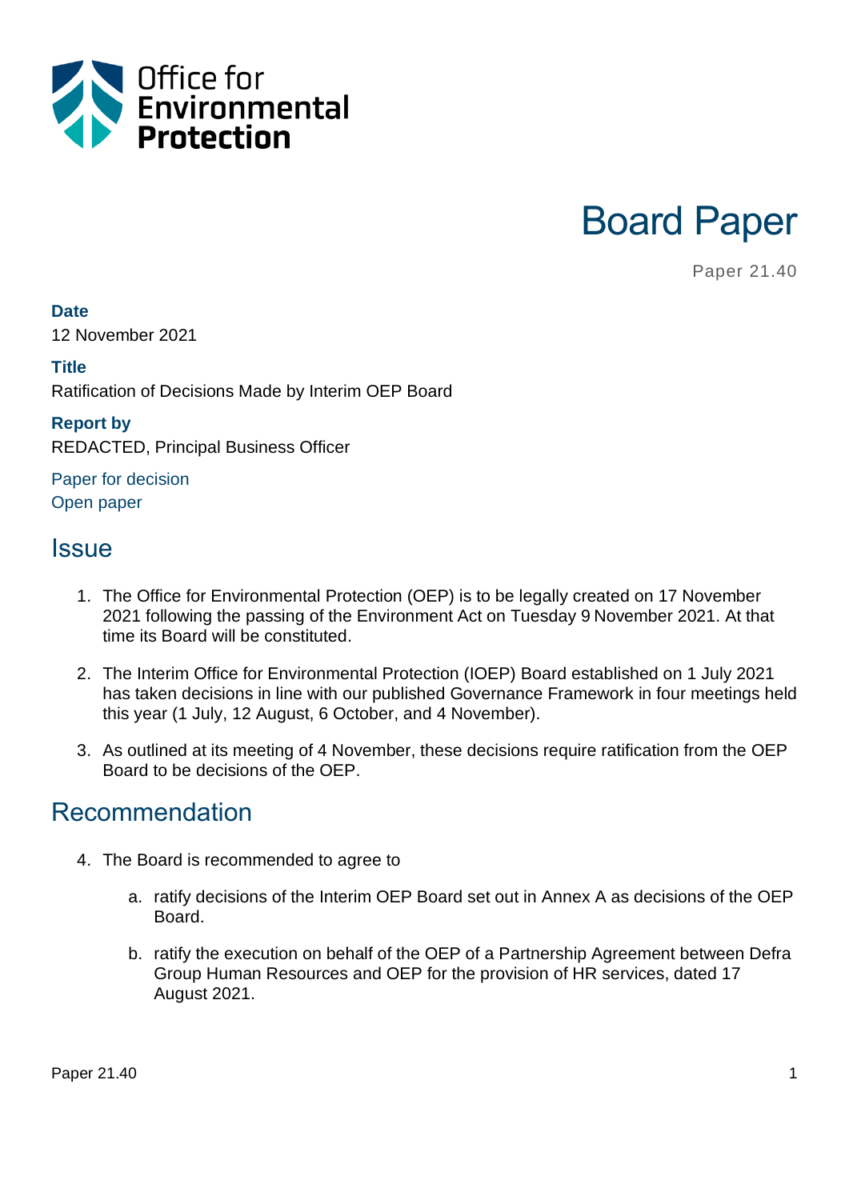Office for Environmental Protection

# Board Paper

Paper 21.40

**Date**
12 November 2021

**Title**
Ratification of Decisions Made by Interim OEP Board

**Report by**
REDACTED, Principal Business Officer

Paper for decision
Open paper

## Issue

1. The Office for Environmental Protection (OEP) is to be legally created on 17 November 2021 following the passing of the Environment Act on Tuesday 9 November 2021. At that time its Board will be constituted.

2. The Interim Office for Environmental Protection (IOEP) Board established on 1 July 2021 has taken decisions in line with our published Governance Framework in four meetings held this year (1 July, 12 August, 6 October, and 4 November).

3. As outlined at its meeting of 4 November, these decisions require ratification from the OEP Board to be decisions of the OEP.

## Recommendation

4. The Board is recommended to agree to

   a. ratify decisions of the Interim OEP Board set out in Annex A as decisions of the OEP Board.

   b. ratify the execution on behalf of the OEP of a Partnership Agreement between Defra Group Human Resources and OEP for the provision of HR services, dated 17 August 2021.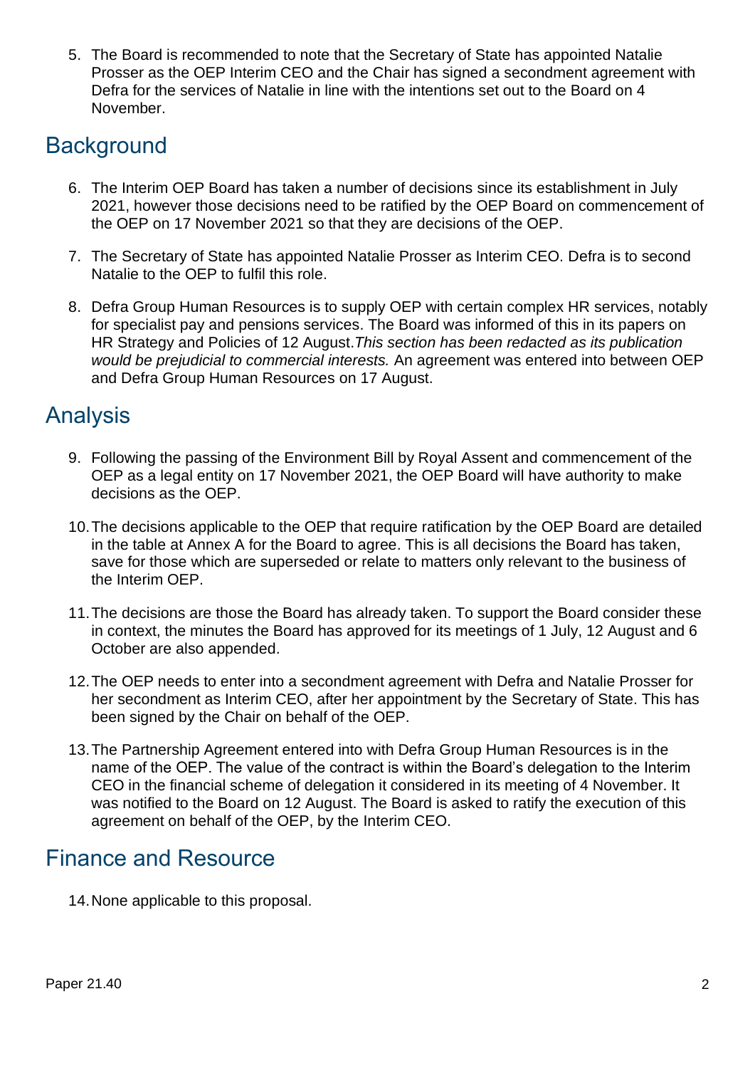5. The Board is recommended to note that the Secretary of State has appointed Natalie Prosser as the OEP Interim CEO and the Chair has signed a secondment agreement with Defra for the services of Natalie in line with the intentions set out to the Board on 4 November.

## Background

6. The Interim OEP Board has taken a number of decisions since its establishment in July 2021, however those decisions need to be ratified by the OEP Board on commencement of the OEP on 17 November 2021 so that they are decisions of the OEP.

7. The Secretary of State has appointed Natalie Prosser as Interim CEO. Defra is to second Natalie to the OEP to fulfil this role.

8. Defra Group Human Resources is to supply OEP with certain complex HR services, notably for specialist pay and pensions services. The Board was informed of this in its papers on HR Strategy and Policies of 12 August.*This section has been redacted as its publication would be prejudicial to commercial interests.* An agreement was entered into between OEP and Defra Group Human Resources on 17 August.

## Analysis

9. Following the passing of the Environment Bill by Royal Assent and commencement of the OEP as a legal entity on 17 November 2021, the OEP Board will have authority to make decisions as the OEP.

10. The decisions applicable to the OEP that require ratification by the OEP Board are detailed in the table at Annex A for the Board to agree. This is all decisions the Board has taken, save for those which are superseded or relate to matters only relevant to the business of the Interim OEP.

11. The decisions are those the Board has already taken. To support the Board consider these in context, the minutes the Board has approved for its meetings of 1 July, 12 August and 6 October are also appended.

12. The OEP needs to enter into a secondment agreement with Defra and Natalie Prosser for her secondment as Interim CEO, after her appointment by the Secretary of State. This has been signed by the Chair on behalf of the OEP.

13. The Partnership Agreement entered into with Defra Group Human Resources is in the name of the OEP. The value of the contract is within the Board's delegation to the Interim CEO in the financial scheme of delegation it considered in its meeting of 4 November. It was notified to the Board on 12 August. The Board is asked to ratify the execution of this agreement on behalf of the OEP, by the Interim CEO.

## Finance and Resource

14. None applicable to this proposal.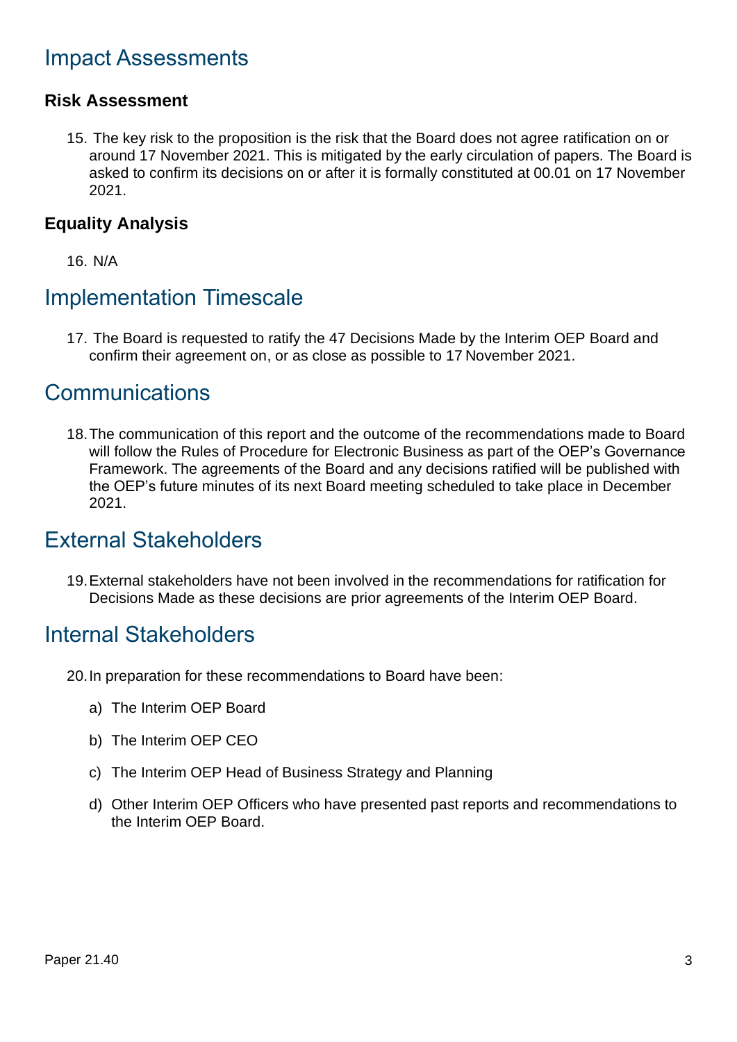# Impact Assessments

### Risk Assessment

15. The key risk to the proposition is the risk that the Board does not agree ratification on or around 17 November 2021. This is mitigated by the early circulation of papers. The Board is asked to confirm its decisions on or after it is formally constituted at 00.01 on 17 November 2021.

### Equality Analysis

16. N/A

# Implementation Timescale

17. The Board is requested to ratify the 47 Decisions Made by the Interim OEP Board and confirm their agreement on, or as close as possible to 17 November 2021.

# Communications

18. The communication of this report and the outcome of the recommendations made to Board will follow the Rules of Procedure for Electronic Business as part of the OEP's Governance Framework. The agreements of the Board and any decisions ratified will be published with the OEP's future minutes of its next Board meeting scheduled to take place in December 2021.

# External Stakeholders

19. External stakeholders have not been involved in the recommendations for ratification for Decisions Made as these decisions are prior agreements of the Interim OEP Board.

# Internal Stakeholders

20. In preparation for these recommendations to Board have been:

    a) The Interim OEP Board

    b) The Interim OEP CEO

    c) The Interim OEP Head of Business Strategy and Planning

    d) Other Interim OEP Officers who have presented past reports and recommendations to the Interim OEP Board.

Paper 21.40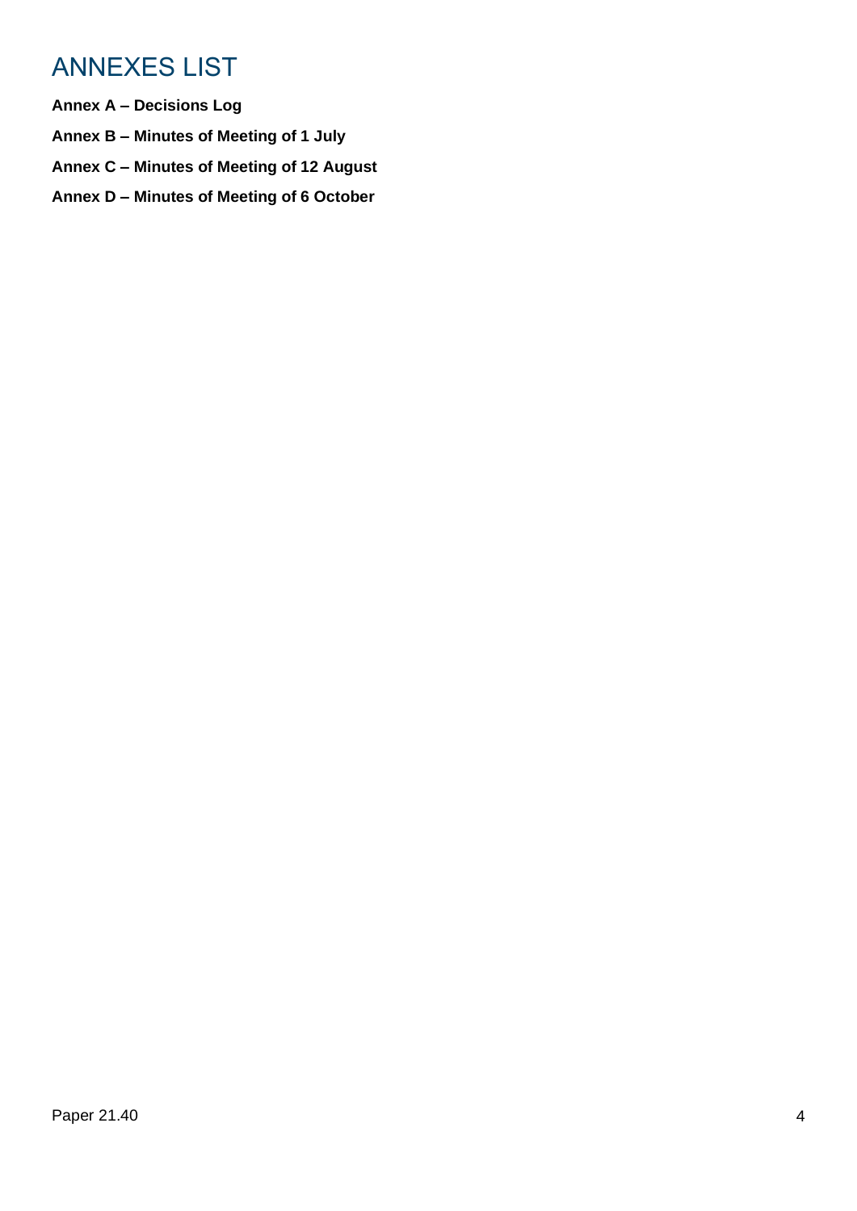# ANNEXES LIST

**Annex A – Decisions Log**

**Annex B – Minutes of Meeting of 1 July**

**Annex C – Minutes of Meeting of 12 August**

**Annex D – Minutes of Meeting of 6 October**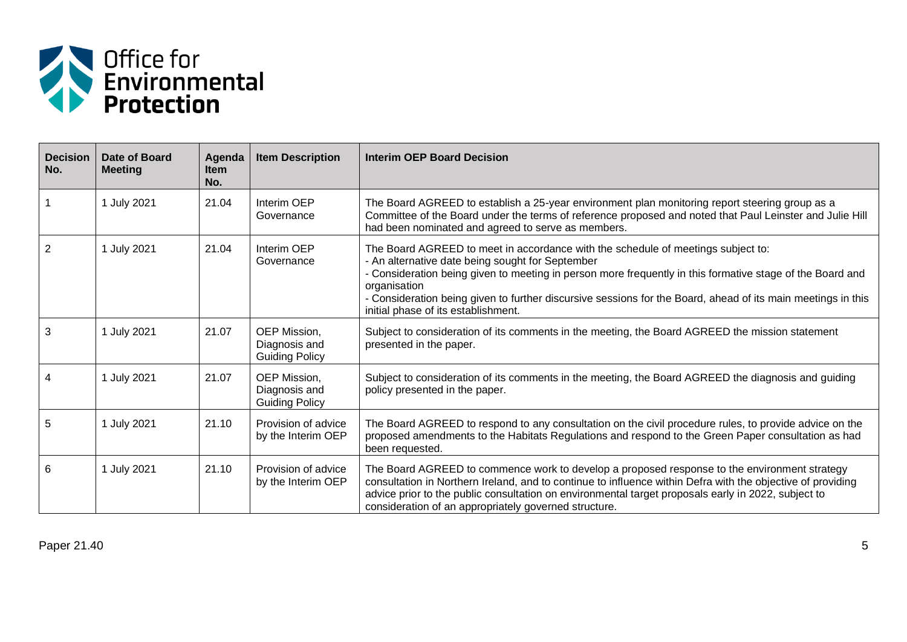| Decision No. | Date of Board Meeting | Agenda Item No. | Item Description | Interim OEP Board Decision |
|---|---|---|---|---|
| 1 | 1 July 2021 | 21.04 | Interim OEP Governance | The Board AGREED to establish a 25-year environment plan monitoring report steering group as a Committee of the Board under the terms of reference proposed and noted that Paul Leinster and Julie Hill had been nominated and agreed to serve as members. |
| 2 | 1 July 2021 | 21.04 | Interim OEP Governance | The Board AGREED to meet in accordance with the schedule of meetings subject to:<br>- An alternative date being sought for September<br>- Consideration being given to meeting in person more frequently in this formative stage of the Board and organisation<br>- Consideration being given to further discursive sessions for the Board, ahead of its main meetings in this initial phase of its establishment. |
| 3 | 1 July 2021 | 21.07 | OEP Mission, Diagnosis and Guiding Policy | Subject to consideration of its comments in the meeting, the Board AGREED the mission statement presented in the paper. |
| 4 | 1 July 2021 | 21.07 | OEP Mission, Diagnosis and Guiding Policy | Subject to consideration of its comments in the meeting, the Board AGREED the diagnosis and guiding policy presented in the paper. |
| 5 | 1 July 2021 | 21.10 | Provision of advice by the Interim OEP | The Board AGREED to respond to any consultation on the civil procedure rules, to provide advice on the proposed amendments to the Habitats Regulations and respond to the Green Paper consultation as had been requested. |
| 6 | 1 July 2021 | 21.10 | Provision of advice by the Interim OEP | The Board AGREED to commence work to develop a proposed response to the environment strategy consultation in Northern Ireland, and to continue to influence within Defra with the objective of providing advice prior to the public consultation on environmental target proposals early in 2022, subject to consideration of an appropriately governed structure. |

Paper 21.40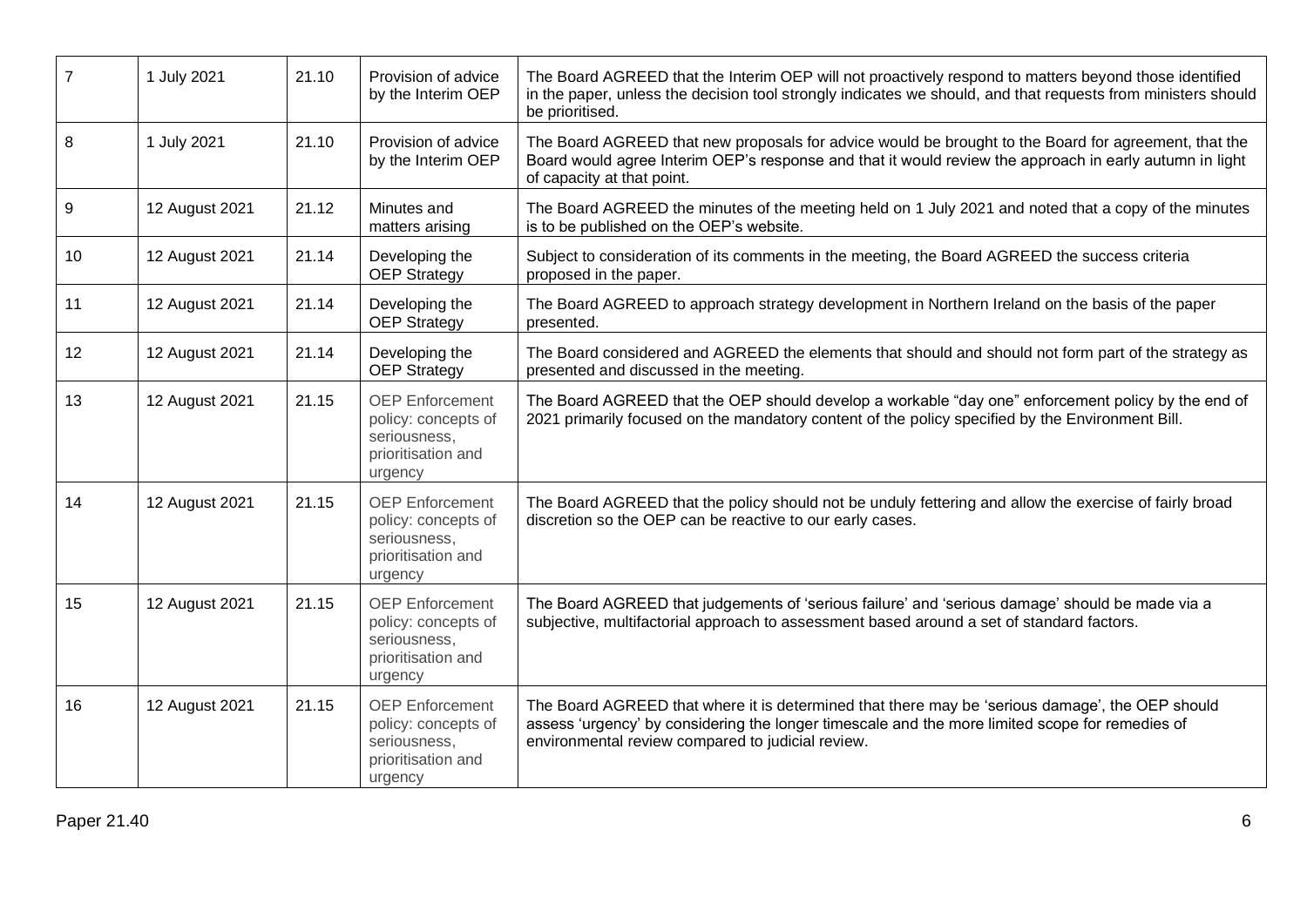| 7 | 1 July 2021 | 21.10 | Provision of advice by the Interim OEP | The Board AGREED that the Interim OEP will not proactively respond to matters beyond those identified in the paper, unless the decision tool strongly indicates we should, and that requests from ministers should be prioritised. |
|---|---|---|---|---|
| 8 | 1 July 2021 | 21.10 | Provision of advice by the Interim OEP | The Board AGREED that new proposals for advice would be brought to the Board for agreement, that the Board would agree Interim OEP's response and that it would review the approach in early autumn in light of capacity at that point. |
| 9 | 12 August 2021 | 21.12 | Minutes and matters arising | The Board AGREED the minutes of the meeting held on 1 July 2021 and noted that a copy of the minutes is to be published on the OEP's website. |
| 10 | 12 August 2021 | 21.14 | Developing the OEP Strategy | Subject to consideration of its comments in the meeting, the Board AGREED the success criteria proposed in the paper. |
| 11 | 12 August 2021 | 21.14 | Developing the OEP Strategy | The Board AGREED to approach strategy development in Northern Ireland on the basis of the paper presented. |
| 12 | 12 August 2021 | 21.14 | Developing the OEP Strategy | The Board considered and AGREED the elements that should and should not form part of the strategy as presented and discussed in the meeting. |
| 13 | 12 August 2021 | 21.15 | OEP Enforcement policy: concepts of seriousness, prioritisation and urgency | The Board AGREED that the OEP should develop a workable "day one" enforcement policy by the end of 2021 primarily focused on the mandatory content of the policy specified by the Environment Bill. |
| 14 | 12 August 2021 | 21.15 | OEP Enforcement policy: concepts of seriousness, prioritisation and urgency | The Board AGREED that the policy should not be unduly fettering and allow the exercise of fairly broad discretion so the OEP can be reactive to our early cases. |
| 15 | 12 August 2021 | 21.15 | OEP Enforcement policy: concepts of seriousness, prioritisation and urgency | The Board AGREED that judgements of 'serious failure' and 'serious damage' should be made via a subjective, multifactorial approach to assessment based around a set of standard factors. |
| 16 | 12 August 2021 | 21.15 | OEP Enforcement policy: concepts of seriousness, prioritisation and urgency | The Board AGREED that where it is determined that there may be 'serious damage', the OEP should assess 'urgency' by considering the longer timescale and the more limited scope for remedies of environmental review compared to judicial review. |

Paper 21.40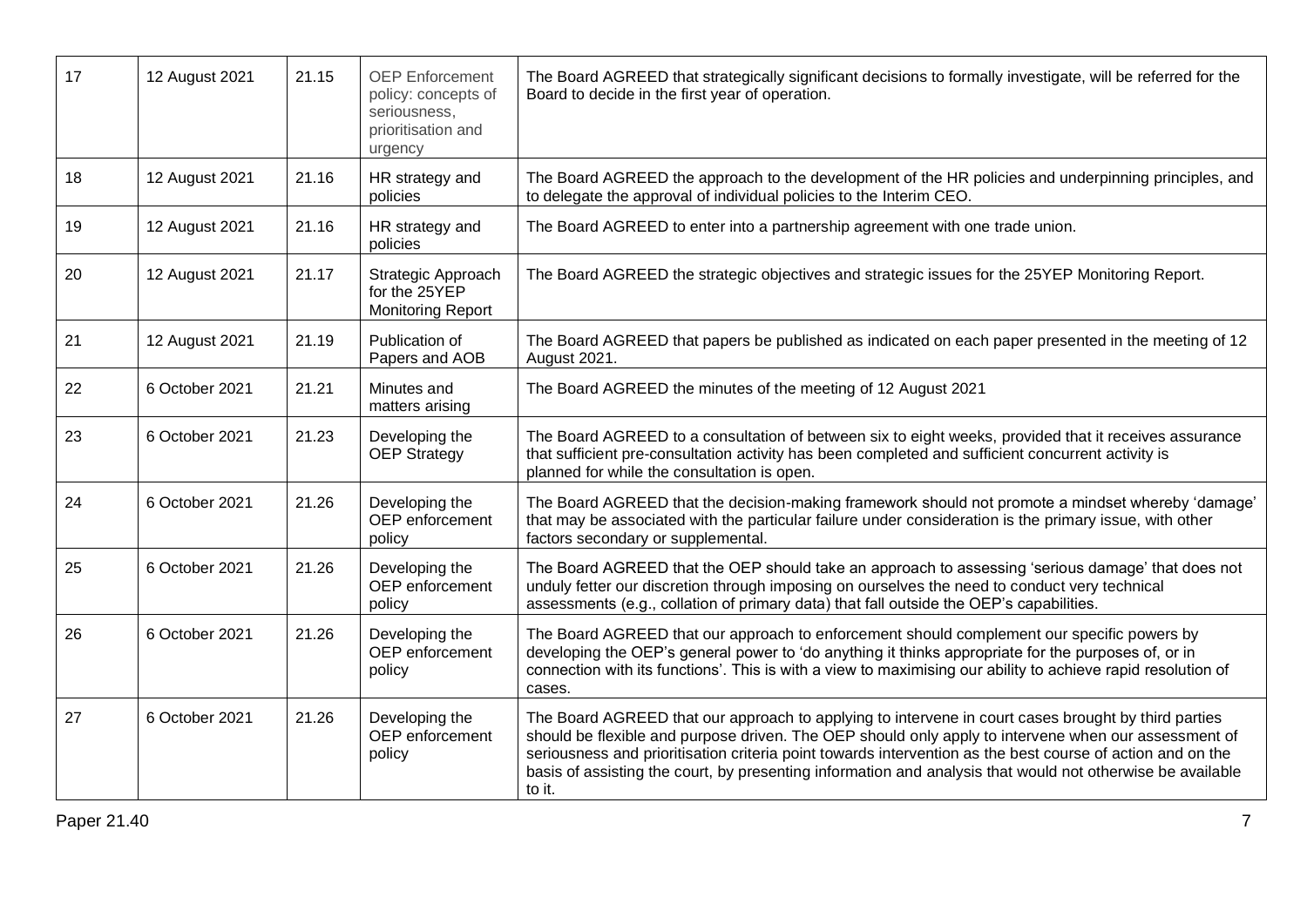| 17 | 12 August 2021 | 21.15 | OEP Enforcement policy: concepts of seriousness, prioritisation and urgency | The Board AGREED that strategically significant decisions to formally investigate, will be referred for the Board to decide in the first year of operation. |
|---|---|---|---|---|
| 18 | 12 August 2021 | 21.16 | HR strategy and policies | The Board AGREED the approach to the development of the HR policies and underpinning principles, and to delegate the approval of individual policies to the Interim CEO. |
| 19 | 12 August 2021 | 21.16 | HR strategy and policies | The Board AGREED to enter into a partnership agreement with one trade union. |
| 20 | 12 August 2021 | 21.17 | Strategic Approach for the 25YEP Monitoring Report | The Board AGREED the strategic objectives and strategic issues for the 25YEP Monitoring Report. |
| 21 | 12 August 2021 | 21.19 | Publication of Papers and AOB | The Board AGREED that papers be published as indicated on each paper presented in the meeting of 12 August 2021. |
| 22 | 6 October 2021 | 21.21 | Minutes and matters arising | The Board AGREED the minutes of the meeting of 12 August 2021 |
| 23 | 6 October 2021 | 21.23 | Developing the OEP Strategy | The Board AGREED to a consultation of between six to eight weeks, provided that it receives assurance that sufficient pre-consultation activity has been completed and sufficient concurrent activity is planned for while the consultation is open. |
| 24 | 6 October 2021 | 21.26 | Developing the OEP enforcement policy | The Board AGREED that the decision-making framework should not promote a mindset whereby 'damage' that may be associated with the particular failure under consideration is the primary issue, with other factors secondary or supplemental. |
| 25 | 6 October 2021 | 21.26 | Developing the OEP enforcement policy | The Board AGREED that the OEP should take an approach to assessing 'serious damage' that does not unduly fetter our discretion through imposing on ourselves the need to conduct very technical assessments (e.g., collation of primary data) that fall outside the OEP's capabilities. |
| 26 | 6 October 2021 | 21.26 | Developing the OEP enforcement policy | The Board AGREED that our approach to enforcement should complement our specific powers by developing the OEP's general power to 'do anything it thinks appropriate for the purposes of, or in connection with its functions'. This is with a view to maximising our ability to achieve rapid resolution of cases. |
| 27 | 6 October 2021 | 21.26 | Developing the OEP enforcement policy | The Board AGREED that our approach to applying to intervene in court cases brought by third parties should be flexible and purpose driven. The OEP should only apply to intervene when our assessment of seriousness and prioritisation criteria point towards intervention as the best course of action and on the basis of assisting the court, by presenting information and analysis that would not otherwise be available to it. |

Paper 21.40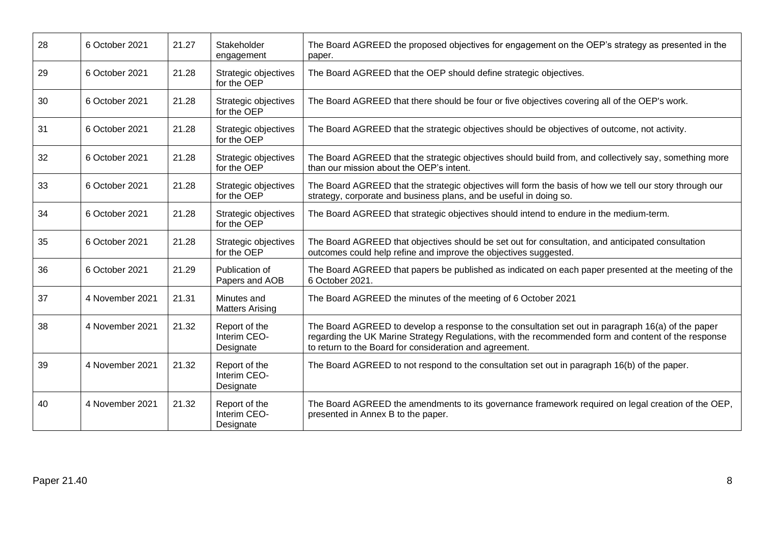| 28 | 6 October 2021 | 21.27 | Stakeholder engagement | The Board AGREED the proposed objectives for engagement on the OEP's strategy as presented in the paper. |
|---|---|---|---|---|
| 29 | 6 October 2021 | 21.28 | Strategic objectives for the OEP | The Board AGREED that the OEP should define strategic objectives. |
| 30 | 6 October 2021 | 21.28 | Strategic objectives for the OEP | The Board AGREED that there should be four or five objectives covering all of the OEP's work. |
| 31 | 6 October 2021 | 21.28 | Strategic objectives for the OEP | The Board AGREED that the strategic objectives should be objectives of outcome, not activity. |
| 32 | 6 October 2021 | 21.28 | Strategic objectives for the OEP | The Board AGREED that the strategic objectives should build from, and collectively say, something more than our mission about the OEP's intent. |
| 33 | 6 October 2021 | 21.28 | Strategic objectives for the OEP | The Board AGREED that the strategic objectives will form the basis of how we tell our story through our strategy, corporate and business plans, and be useful in doing so. |
| 34 | 6 October 2021 | 21.28 | Strategic objectives for the OEP | The Board AGREED that strategic objectives should intend to endure in the medium-term. |
| 35 | 6 October 2021 | 21.28 | Strategic objectives for the OEP | The Board AGREED that objectives should be set out for consultation, and anticipated consultation outcomes could help refine and improve the objectives suggested. |
| 36 | 6 October 2021 | 21.29 | Publication of Papers and AOB | The Board AGREED that papers be published as indicated on each paper presented at the meeting of the 6 October 2021. |
| 37 | 4 November 2021 | 21.31 | Minutes and Matters Arising | The Board AGREED the minutes of the meeting of 6 October 2021 |
| 38 | 4 November 2021 | 21.32 | Report of the Interim CEO-Designate | The Board AGREED to develop a response to the consultation set out in paragraph 16(a) of the paper regarding the UK Marine Strategy Regulations, with the recommended form and content of the response to return to the Board for consideration and agreement. |
| 39 | 4 November 2021 | 21.32 | Report of the Interim CEO-Designate | The Board AGREED to not respond to the consultation set out in paragraph 16(b) of the paper. |
| 40 | 4 November 2021 | 21.32 | Report of the Interim CEO-Designate | The Board AGREED the amendments to its governance framework required on legal creation of the OEP, presented in Annex B to the paper. |

Paper 21.40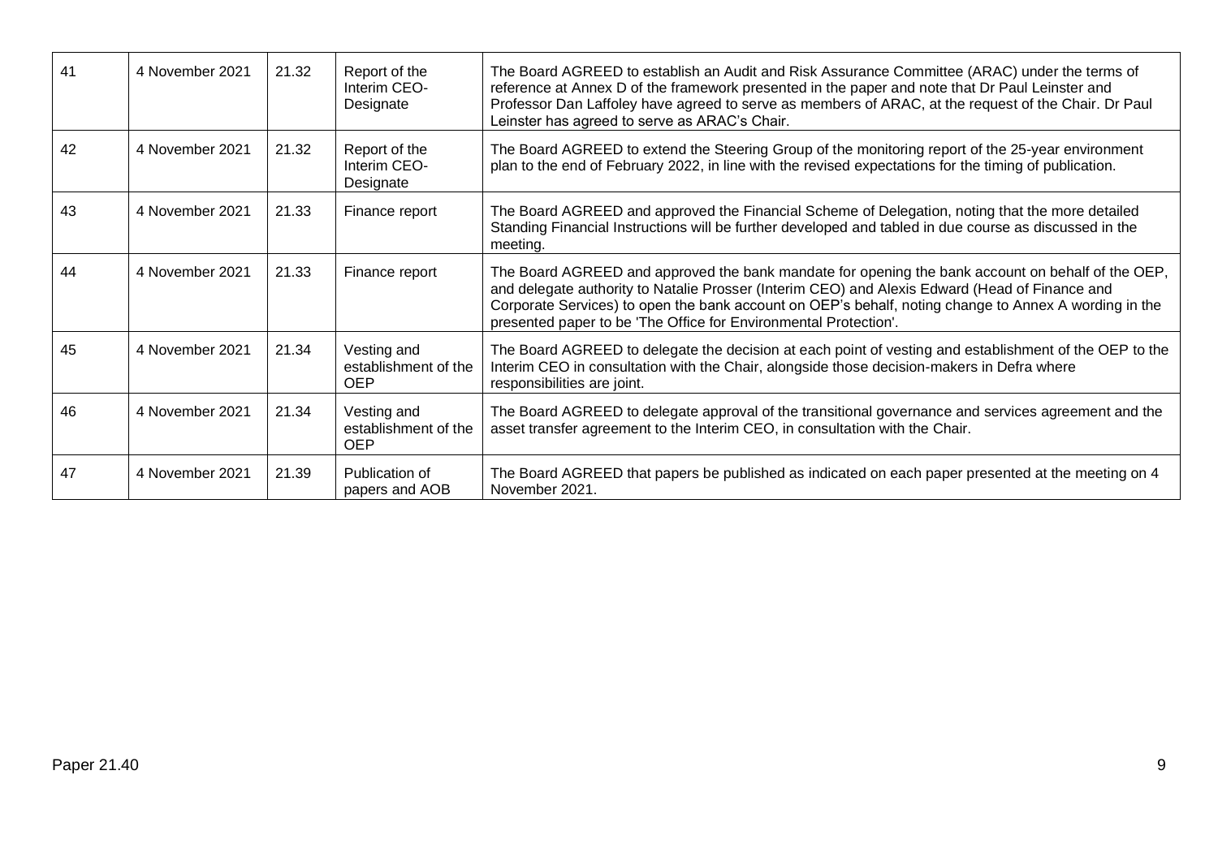| | | | | |
|---|---|---|---|---|
| 41 | 4 November 2021 | 21.32 | Report of the Interim CEO-Designate | The Board AGREED to establish an Audit and Risk Assurance Committee (ARAC) under the terms of reference at Annex D of the framework presented in the paper and note that Dr Paul Leinster and Professor Dan Laffoley have agreed to serve as members of ARAC, at the request of the Chair. Dr Paul Leinster has agreed to serve as ARAC's Chair. |
| 42 | 4 November 2021 | 21.32 | Report of the Interim CEO-Designate | The Board AGREED to extend the Steering Group of the monitoring report of the 25-year environment plan to the end of February 2022, in line with the revised expectations for the timing of publication. |
| 43 | 4 November 2021 | 21.33 | Finance report | The Board AGREED and approved the Financial Scheme of Delegation, noting that the more detailed Standing Financial Instructions will be further developed and tabled in due course as discussed in the meeting. |
| 44 | 4 November 2021 | 21.33 | Finance report | The Board AGREED and approved the bank mandate for opening the bank account on behalf of the OEP, and delegate authority to Natalie Prosser (Interim CEO) and Alexis Edward (Head of Finance and Corporate Services) to open the bank account on OEP's behalf, noting change to Annex A wording in the presented paper to be 'The Office for Environmental Protection'. |
| 45 | 4 November 2021 | 21.34 | Vesting and establishment of the OEP | The Board AGREED to delegate the decision at each point of vesting and establishment of the OEP to the Interim CEO in consultation with the Chair, alongside those decision-makers in Defra where responsibilities are joint. |
| 46 | 4 November 2021 | 21.34 | Vesting and establishment of the OEP | The Board AGREED to delegate approval of the transitional governance and services agreement and the asset transfer agreement to the Interim CEO, in consultation with the Chair. |
| 47 | 4 November 2021 | 21.39 | Publication of papers and AOB | The Board AGREED that papers be published as indicated on each paper presented at the meeting on 4 November 2021. |

Paper 21.40